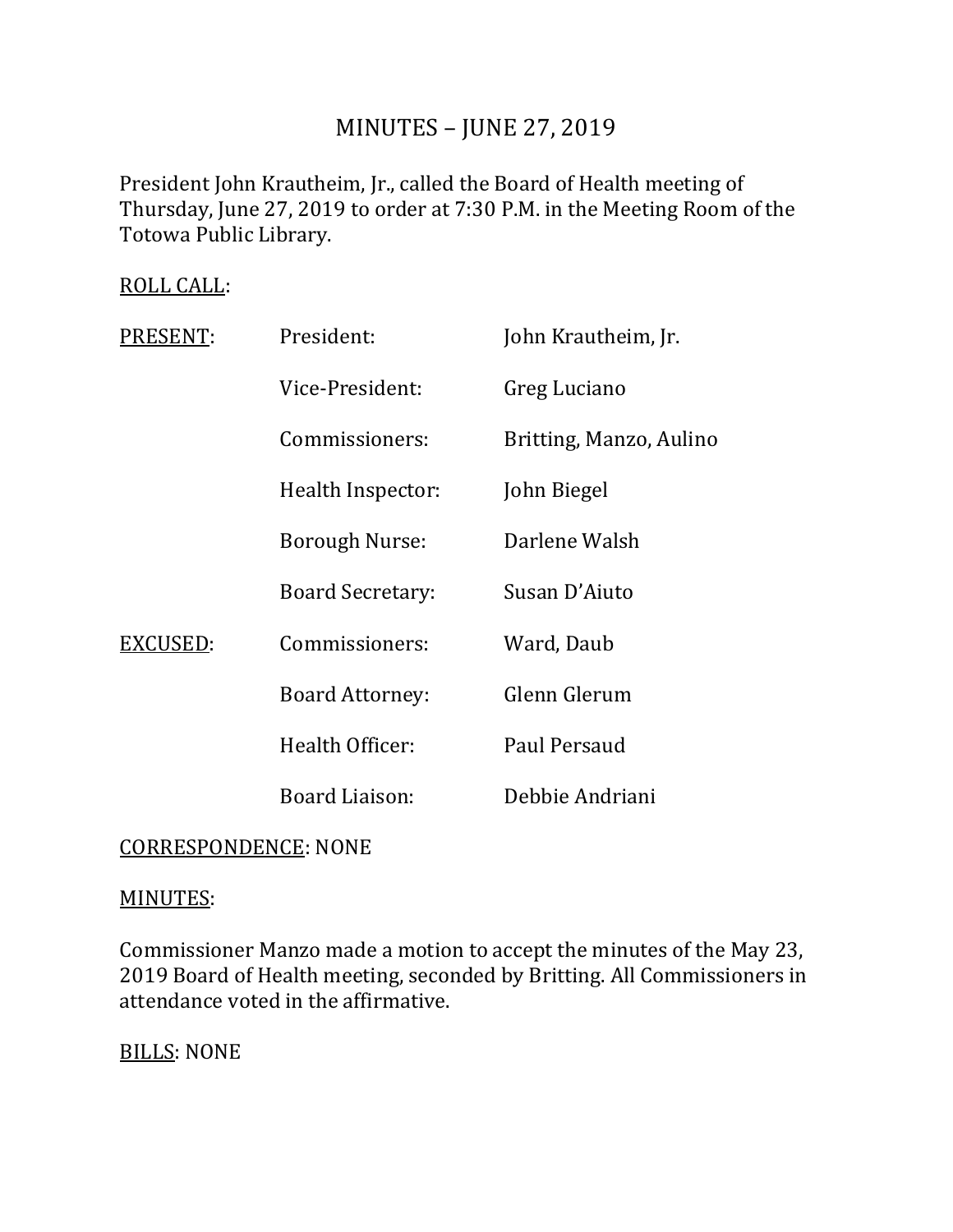# MINUTES – JUNE 27, 2019

President John Krautheim, Jr., called the Board of Health meeting of Thursday, June 27, 2019 to order at 7:30 P.M. in the Meeting Room of the Totowa Public Library.

ROLL CALL:

| | | |
|---|---|---|
| PRESENT: | President: | John Krautheim, Jr. |
| | Vice-President: | Greg Luciano |
| | Commissioners: | Britting, Manzo, Aulino |
| | Health Inspector: | John Biegel |
| | Borough Nurse: | Darlene Walsh |
| | Board Secretary: | Susan D'Aiuto |
| EXCUSED: | Commissioners: | Ward, Daub |
| | Board Attorney: | Glenn Glerum |
| | Health Officer: | Paul Persaud |
| | Board Liaison: | Debbie Andriani |

CORRESPONDENCE: NONE

MINUTES:

Commissioner Manzo made a motion to accept the minutes of the May 23, 2019 Board of Health meeting, seconded by Britting. All Commissioners in attendance voted in the affirmative.

BILLS: NONE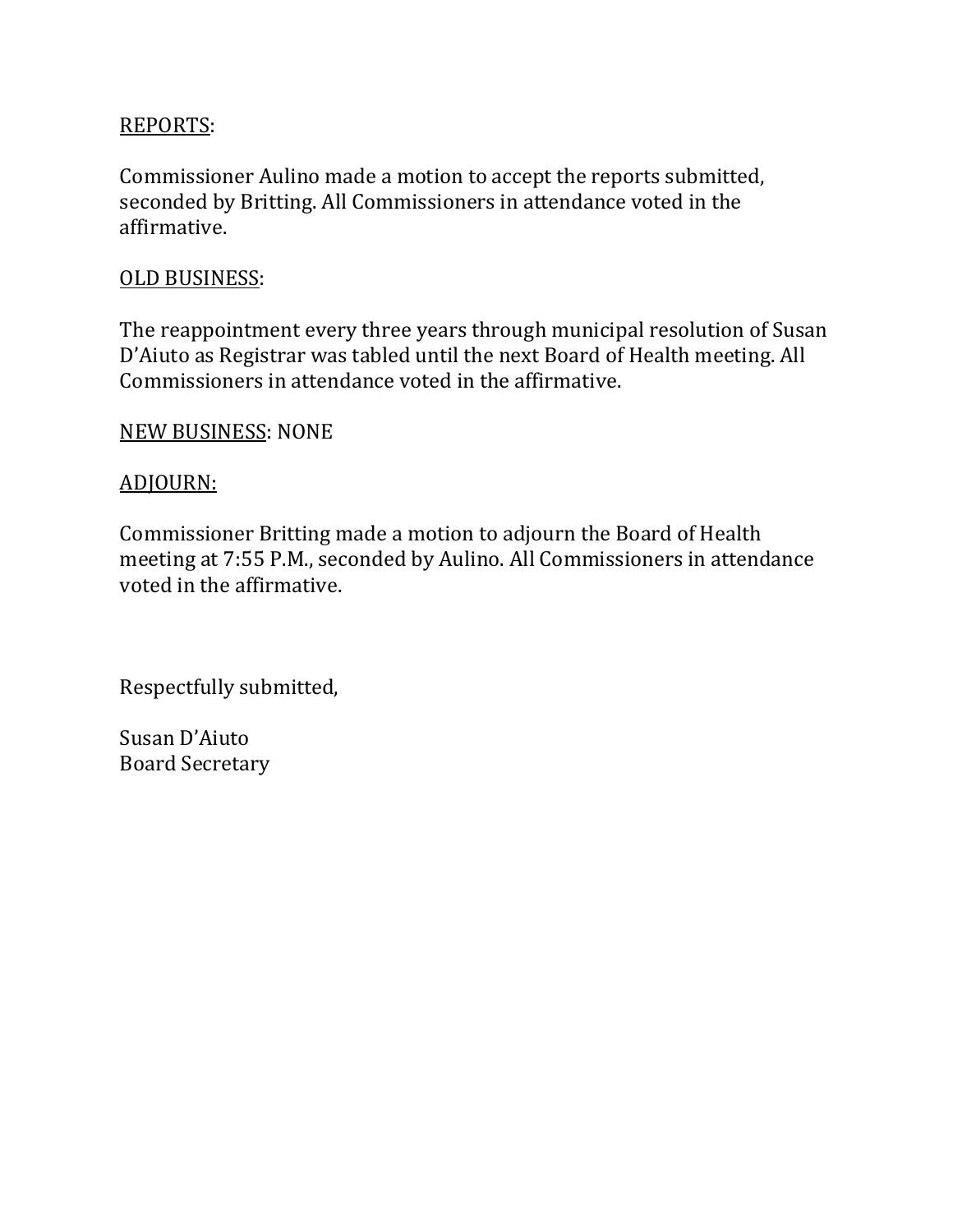<u>REPORTS</u>:

Commissioner Aulino made a motion to accept the reports submitted, seconded by Britting. All Commissioners in attendance voted in the affirmative.

<u>OLD BUSINESS</u>:

The reappointment every three years through municipal resolution of Susan D'Aiuto as Registrar was tabled until the next Board of Health meeting. All Commissioners in attendance voted in the affirmative.

<u>NEW BUSINESS</u>: NONE

<u>ADJOURN:</u>

Commissioner Britting made a motion to adjourn the Board of Health meeting at 7:55 P.M., seconded by Aulino. All Commissioners in attendance voted in the affirmative.

Respectfully submitted,

Susan D'Aiuto
Board Secretary